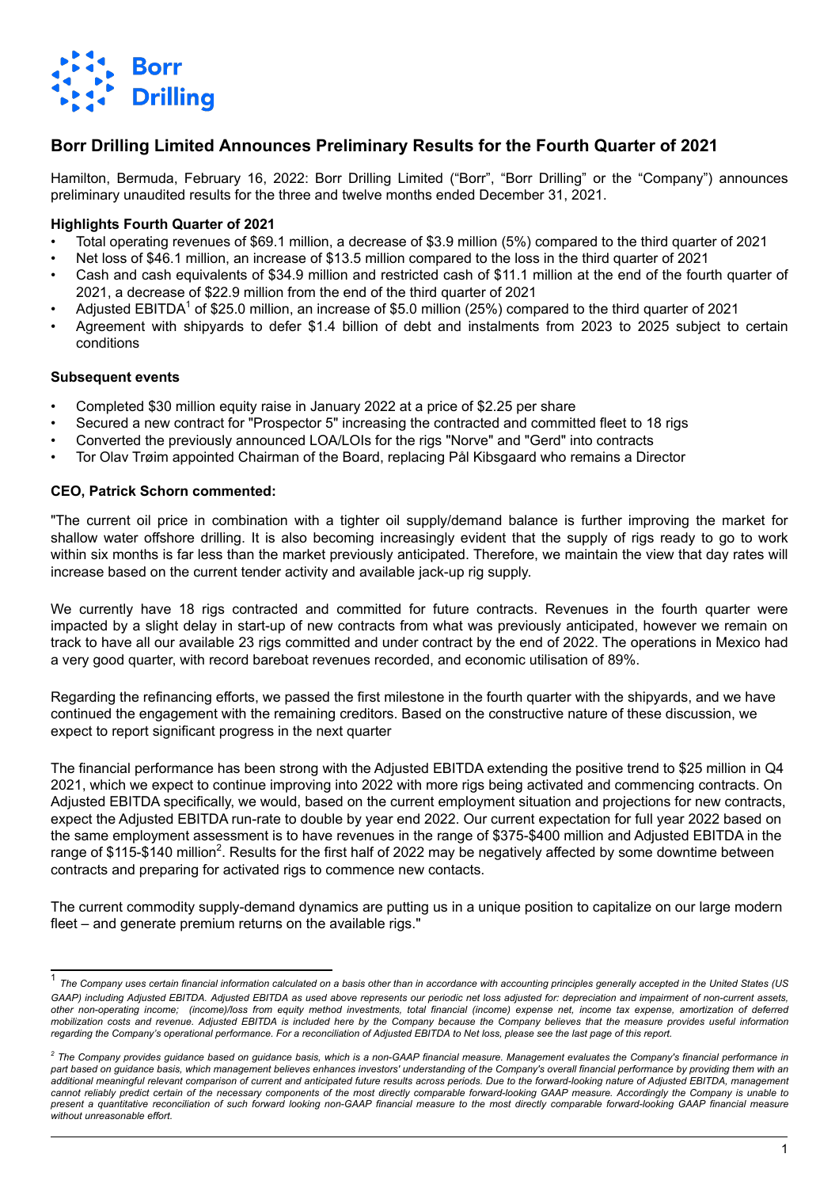# Borr Drilling Limited Announces Preliminary Results for the Fourth Quarter of 2021

Hamilton, Bermuda, February 16, 2022: Borr Drilling Limited ("Borr", "Borr Drilling" or the "Company") announces preliminary unaudited results for the three and twelve months ended December 31, 2021.

### Highlights Fourth Quarter of 2021

- Total operating revenues of $69.1 million, a decrease of $3.9 million (5%) compared to the third quarter of 2021
- Net loss of $46.1 million, an increase of $13.5 million compared to the loss in the third quarter of 2021
- Cash and cash equivalents of $34.9 million and restricted cash of $11.1 million at the end of the fourth quarter of 2021, a decrease of $22.9 million from the end of the third quarter of 2021
- Adjusted EBITDA[1] of $25.0 million, an increase of $5.0 million (25%) compared to the third quarter of 2021
- Agreement with shipyards to defer $1.4 billion of debt and instalments from 2023 to 2025 subject to certain conditions

### Subsequent events

- Completed $30 million equity raise in January 2022 at a price of $2.25 per share
- Secured a new contract for "Prospector 5" increasing the contracted and committed fleet to 18 rigs
- Converted the previously announced LOA/LOIs for the rigs "Norve" and "Gerd" into contracts
- Tor Olav Trøim appointed Chairman of the Board, replacing Pål Kibsgaard who remains a Director

### CEO, Patrick Schorn commented:

"The current oil price in combination with a tighter oil supply/demand balance is further improving the market for shallow water offshore drilling. It is also becoming increasingly evident that the supply of rigs ready to go to work within six months is far less than the market previously anticipated. Therefore, we maintain the view that day rates will increase based on the current tender activity and available jack-up rig supply.

We currently have 18 rigs contracted and committed for future contracts. Revenues in the fourth quarter were impacted by a slight delay in start-up of new contracts from what was previously anticipated, however we remain on track to have all our available 23 rigs committed and under contract by the end of 2022. The operations in Mexico had a very good quarter, with record bareboat revenues recorded, and economic utilisation of 89%.

Regarding the refinancing efforts, we passed the first milestone in the fourth quarter with the shipyards, and we have continued the engagement with the remaining creditors. Based on the constructive nature of these discussion, we expect to report significant progress in the next quarter

The financial performance has been strong with the Adjusted EBITDA extending the positive trend to $25 million in Q4 2021, which we expect to continue improving into 2022 with more rigs being activated and commencing contracts. On Adjusted EBITDA specifically, we would, based on the current employment situation and projections for new contracts, expect the Adjusted EBITDA run-rate to double by year end 2022. Our current expectation for full year 2022 based on the same employment assessment is to have revenues in the range of $375-$400 million and Adjusted EBITDA in the range of $115-$140 million[2]. Results for the first half of 2022 may be negatively affected by some downtime between contracts and preparing for activated rigs to commence new contacts.

The current commodity supply-demand dynamics are putting us in a unique position to capitalize on our large modern fleet – and generate premium returns on the available rigs."

---

[1] *The Company uses certain financial information calculated on a basis other than in accordance with accounting principles generally accepted in the United States (US GAAP) including Adjusted EBITDA. Adjusted EBITDA as used above represents our periodic net loss adjusted for: depreciation and impairment of non-current assets, other non-operating income; (income)/loss from equity method investments, total financial (income) expense net, income tax expense, amortization of deferred mobilization costs and revenue. Adjusted EBITDA is included here by the Company because the Company believes that the measure provides useful information regarding the Company's operational performance. For a reconciliation of Adjusted EBITDA to Net loss, please see the last page of this report.*

[2] *The Company provides guidance based on guidance basis, which is a non-GAAP financial measure. Management evaluates the Company's financial performance in part based on guidance basis, which management believes enhances investors' understanding of the Company's overall financial performance by providing them with an additional meaningful relevant comparison of current and anticipated future results across periods. Due to the forward-looking nature of Adjusted EBITDA, management cannot reliably predict certain of the necessary components of the most directly comparable forward-looking GAAP measure. Accordingly the Company is unable to present a quantitative reconciliation of such forward looking non-GAAP financial measure to the most directly comparable forward-looking GAAP financial measure without unreasonable effort.*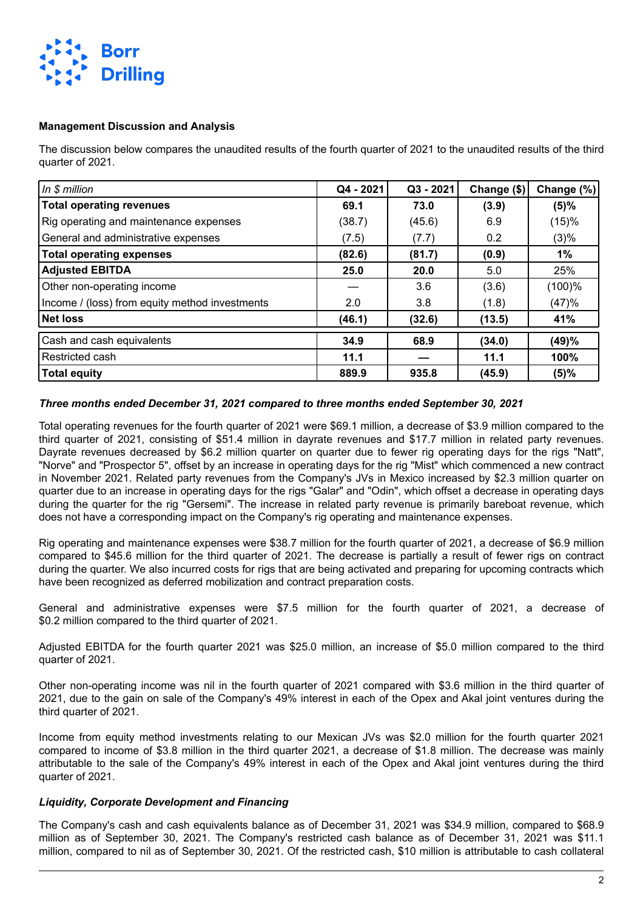**Management Discussion and Analysis**

The discussion below compares the unaudited results of the fourth quarter of 2021 to the unaudited results of the third quarter of 2021.

| *In $ million* | Q4 - 2021 | Q3 - 2021 | Change ($) | Change (%) |
|---|---|---|---|---|
| **Total operating revenues** | **69.1** | **73.0** | **(3.9)** | **(5)%** |
| Rig operating and maintenance expenses | (38.7) | (45.6) | 6.9 | (15)% |
| General and administrative expenses | (7.5) | (7.7) | 0.2 | (3)% |
| **Total operating expenses** | **(82.6)** | **(81.7)** | **(0.9)** | **1%** |
| **Adjusted EBITDA** | **25.0** | **20.0** | 5.0 | 25% |
| Other non-operating income | — | 3.6 | (3.6) | (100)% |
| Income / (loss) from equity method investments | 2.0 | 3.8 | (1.8) | (47)% |
| **Net loss** | **(46.1)** | **(32.6)** | **(13.5)** | **41%** |
| Cash and cash equivalents | **34.9** | **68.9** | **(34.0)** | **(49)%** |
| Restricted cash | **11.1** | **—** | **11.1** | **100%** |
| **Total equity** | **889.9** | **935.8** | **(45.9)** | **(5)%** |

***Three months ended December 31, 2021 compared to three months ended September 30, 2021***

Total operating revenues for the fourth quarter of 2021 were $69.1 million, a decrease of $3.9 million compared to the third quarter of 2021, consisting of $51.4 million in dayrate revenues and $17.7 million in related party revenues. Dayrate revenues decreased by $6.2 million quarter on quarter due to fewer rig operating days for the rigs "Natt", "Norve" and "Prospector 5", offset by an increase in operating days for the rig "Mist" which commenced a new contract in November 2021. Related party revenues from the Company's JVs in Mexico increased by $2.3 million quarter on quarter due to an increase in operating days for the rigs "Galar" and "Odin", which offset a decrease in operating days during the quarter for the rig "Gersemi". The increase in related party revenue is primarily bareboat revenue, which does not have a corresponding impact on the Company's rig operating and maintenance expenses.

Rig operating and maintenance expenses were $38.7 million for the fourth quarter of 2021, a decrease of $6.9 million compared to $45.6 million for the third quarter of 2021. The decrease is partially a result of fewer rigs on contract during the quarter. We also incurred costs for rigs that are being activated and preparing for upcoming contracts which have been recognized as deferred mobilization and contract preparation costs.

General and administrative expenses were $7.5 million for the fourth quarter of 2021, a decrease of $0.2 million compared to the third quarter of 2021.

Adjusted EBITDA for the fourth quarter 2021 was $25.0 million, an increase of $5.0 million compared to the third quarter of 2021.

Other non-operating income was nil in the fourth quarter of 2021 compared with $3.6 million in the third quarter of 2021, due to the gain on sale of the Company's 49% interest in each of the Opex and Akal joint ventures during the third quarter of 2021.

Income from equity method investments relating to our Mexican JVs was $2.0 million for the fourth quarter 2021 compared to income of $3.8 million in the third quarter 2021, a decrease of $1.8 million. The decrease was mainly attributable to the sale of the Company's 49% interest in each of the Opex and Akal joint ventures during the third quarter of 2021.

***Liquidity, Corporate Development and Financing***

The Company's cash and cash equivalents balance as of December 31, 2021 was $34.9 million, compared to $68.9 million as of September 30, 2021. The Company's restricted cash balance as of December 31, 2021 was $11.1 million, compared to nil as of September 30, 2021. Of the restricted cash, $10 million is attributable to cash collateral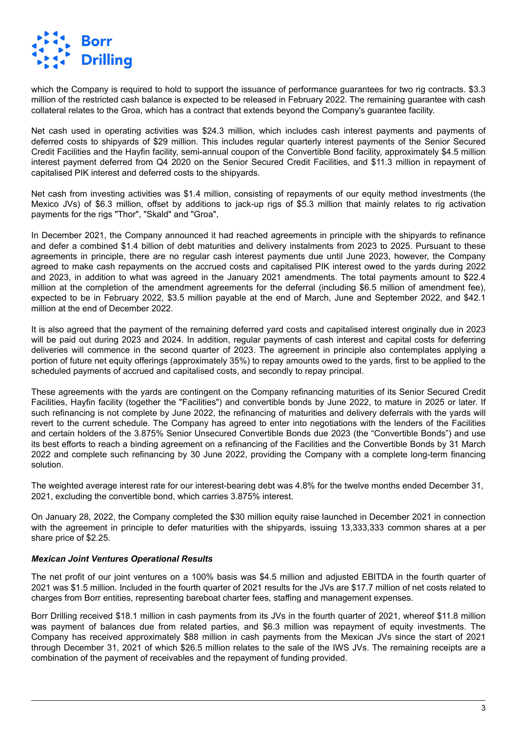which the Company is required to hold to support the issuance of performance guarantees for two rig contracts. $3.3 million of the restricted cash balance is expected to be released in February 2022. The remaining guarantee with cash collateral relates to the Groa, which has a contract that extends beyond the Company's guarantee facility.

Net cash used in operating activities was $24.3 million, which includes cash interest payments and payments of deferred costs to shipyards of $29 million. This includes regular quarterly interest payments of the Senior Secured Credit Facilities and the Hayfin facility, semi-annual coupon of the Convertible Bond facility, approximately $4.5 million interest payment deferred from Q4 2020 on the Senior Secured Credit Facilities, and $11.3 million in repayment of capitalised PIK interest and deferred costs to the shipyards.

Net cash from investing activities was $1.4 million, consisting of repayments of our equity method investments (the Mexico JVs) of $6.3 million, offset by additions to jack-up rigs of $5.3 million that mainly relates to rig activation payments for the rigs "Thor", "Skald" and "Groa",

In December 2021, the Company announced it had reached agreements in principle with the shipyards to refinance and defer a combined $1.4 billion of debt maturities and delivery instalments from 2023 to 2025. Pursuant to these agreements in principle, there are no regular cash interest payments due until June 2023, however, the Company agreed to make cash repayments on the accrued costs and capitalised PIK interest owed to the yards during 2022 and 2023, in addition to what was agreed in the January 2021 amendments. The total payments amount to $22.4 million at the completion of the amendment agreements for the deferral (including $6.5 million of amendment fee), expected to be in February 2022, $3.5 million payable at the end of March, June and September 2022, and $42.1 million at the end of December 2022.

It is also agreed that the payment of the remaining deferred yard costs and capitalised interest originally due in 2023 will be paid out during 2023 and 2024. In addition, regular payments of cash interest and capital costs for deferring deliveries will commence in the second quarter of 2023. The agreement in principle also contemplates applying a portion of future net equity offerings (approximately 35%) to repay amounts owed to the yards, first to be applied to the scheduled payments of accrued and capitalised costs, and secondly to repay principal.

These agreements with the yards are contingent on the Company refinancing maturities of its Senior Secured Credit Facilities, Hayfin facility (together the "Facilities") and convertible bonds by June 2022, to mature in 2025 or later. If such refinancing is not complete by June 2022, the refinancing of maturities and delivery deferrals with the yards will revert to the current schedule. The Company has agreed to enter into negotiations with the lenders of the Facilities and certain holders of the 3.875% Senior Unsecured Convertible Bonds due 2023 (the “Convertible Bonds”) and use its best efforts to reach a binding agreement on a refinancing of the Facilities and the Convertible Bonds by 31 March 2022 and complete such refinancing by 30 June 2022, providing the Company with a complete long-term financing solution.

The weighted average interest rate for our interest-bearing debt was 4.8% for the twelve months ended December 31, 2021, excluding the convertible bond, which carries 3.875% interest.

On January 28, 2022, the Company completed the $30 million equity raise launched in December 2021 in connection with the agreement in principle to defer maturities with the shipyards, issuing 13,333,333 common shares at a per share price of $2.25.

***Mexican Joint Ventures Operational Results***

The net profit of our joint ventures on a 100% basis was $4.5 million and adjusted EBITDA in the fourth quarter of 2021 was $1.5 million. Included in the fourth quarter of 2021 results for the JVs are $17.7 million of net costs related to charges from Borr entities, representing bareboat charter fees, staffing and management expenses.

Borr Drilling received $18.1 million in cash payments from its JVs in the fourth quarter of 2021, whereof $11.8 million was payment of balances due from related parties, and $6.3 million was repayment of equity investments. The Company has received approximately $88 million in cash payments from the Mexican JVs since the start of 2021 through December 31, 2021 of which $26.5 million relates to the sale of the IWS JVs. The remaining receipts are a combination of the payment of receivables and the repayment of funding provided.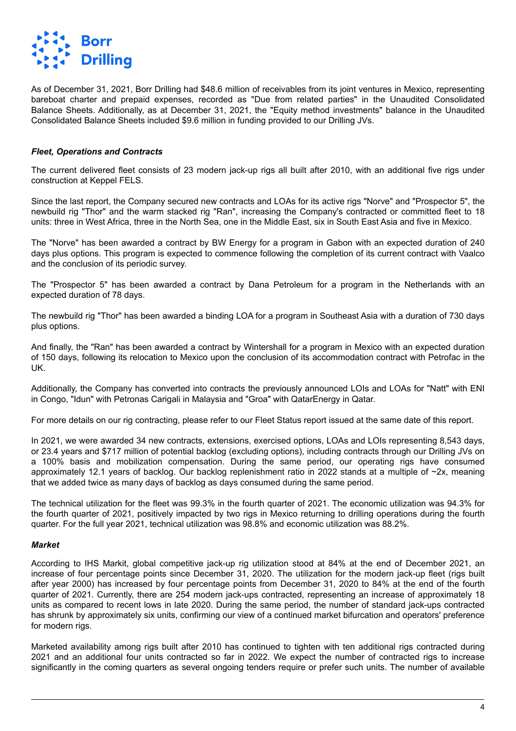As of December 31, 2021, Borr Drilling had $48.6 million of receivables from its joint ventures in Mexico, representing bareboat charter and prepaid expenses, recorded as "Due from related parties" in the Unaudited Consolidated Balance Sheets. Additionally, as at December 31, 2021, the "Equity method investments" balance in the Unaudited Consolidated Balance Sheets included $9.6 million in funding provided to our Drilling JVs.

***Fleet, Operations and Contracts***

The current delivered fleet consists of 23 modern jack-up rigs all built after 2010, with an additional five rigs under construction at Keppel FELS.

Since the last report, the Company secured new contracts and LOAs for its active rigs "Norve" and "Prospector 5", the newbuild rig "Thor" and the warm stacked rig "Ran", increasing the Company's contracted or committed fleet to 18 units: three in West Africa, three in the North Sea, one in the Middle East, six in South East Asia and five in Mexico.

The "Norve" has been awarded a contract by BW Energy for a program in Gabon with an expected duration of 240 days plus options. This program is expected to commence following the completion of its current contract with Vaalco and the conclusion of its periodic survey.

The "Prospector 5" has been awarded a contract by Dana Petroleum for a program in the Netherlands with an expected duration of 78 days.

The newbuild rig "Thor" has been awarded a binding LOA for a program in Southeast Asia with a duration of 730 days plus options.

And finally, the "Ran" has been awarded a contract by Wintershall for a program in Mexico with an expected duration of 150 days, following its relocation to Mexico upon the conclusion of its accommodation contract with Petrofac in the UK.

Additionally, the Company has converted into contracts the previously announced LOIs and LOAs for "Natt" with ENI in Congo, "Idun" with Petronas Carigali in Malaysia and "Groa" with QatarEnergy in Qatar.

For more details on our rig contracting, please refer to our Fleet Status report issued at the same date of this report.

In 2021, we were awarded 34 new contracts, extensions, exercised options, LOAs and LOIs representing 8,543 days, or 23.4 years and $717 million of potential backlog (excluding options), including contracts through our Drilling JVs on a 100% basis and mobilization compensation. During the same period, our operating rigs have consumed approximately 12.1 years of backlog. Our backlog replenishment ratio in 2022 stands at a multiple of ~2x, meaning that we added twice as many days of backlog as days consumed during the same period.

The technical utilization for the fleet was 99.3% in the fourth quarter of 2021. The economic utilization was 94.3% for the fourth quarter of 2021, positively impacted by two rigs in Mexico returning to drilling operations during the fourth quarter. For the full year 2021, technical utilization was 98.8% and economic utilization was 88.2%.

***Market***

According to IHS Markit, global competitive jack-up rig utilization stood at 84% at the end of December 2021, an increase of four percentage points since December 31, 2020. The utilization for the modern jack-up fleet (rigs built after year 2000) has increased by four percentage points from December 31, 2020 to 84% at the end of the fourth quarter of 2021. Currently, there are 254 modern jack-ups contracted, representing an increase of approximately 18 units as compared to recent lows in late 2020. During the same period, the number of standard jack-ups contracted has shrunk by approximately six units, confirming our view of a continued market bifurcation and operators' preference for modern rigs.

Marketed availability among rigs built after 2010 has continued to tighten with ten additional rigs contracted during 2021 and an additional four units contracted so far in 2022. We expect the number of contracted rigs to increase significantly in the coming quarters as several ongoing tenders require or prefer such units. The number of available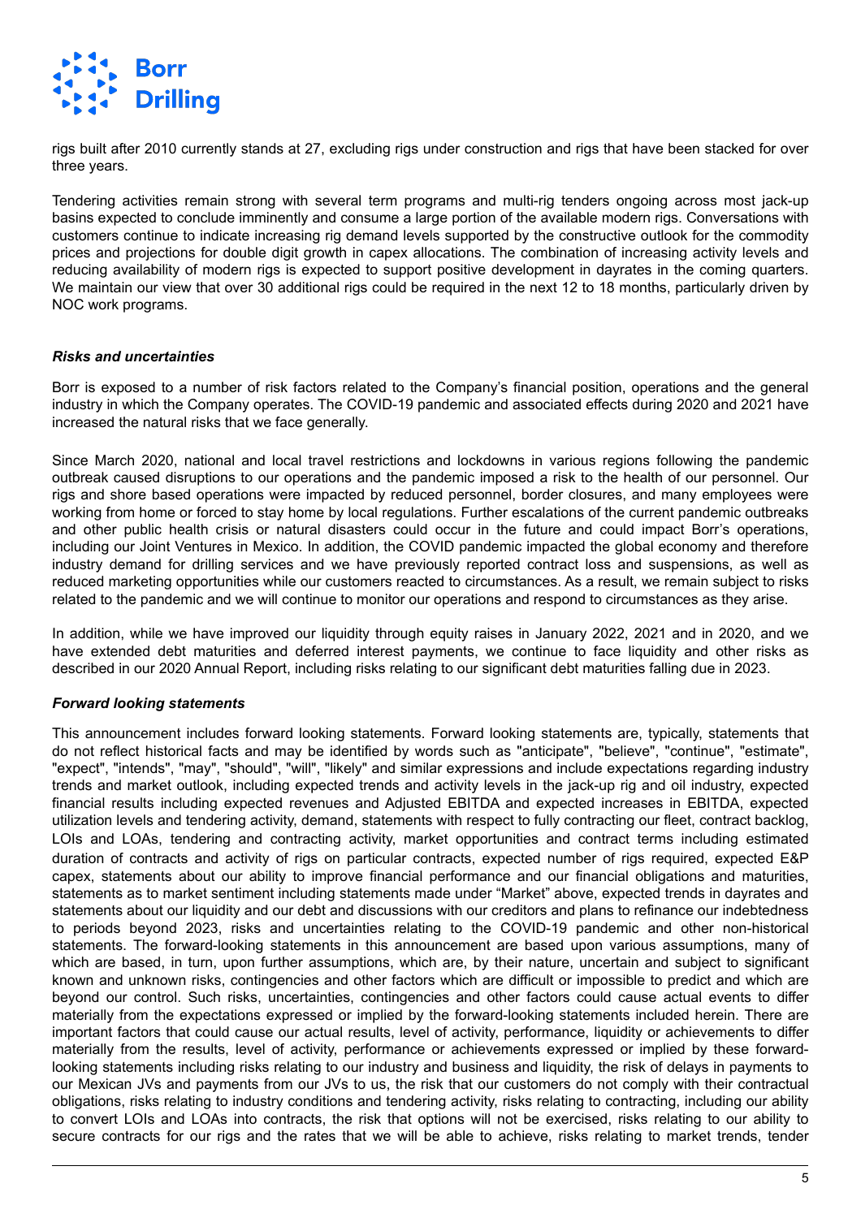rigs built after 2010 currently stands at 27, excluding rigs under construction and rigs that have been stacked for over three years.

Tendering activities remain strong with several term programs and multi-rig tenders ongoing across most jack-up basins expected to conclude imminently and consume a large portion of the available modern rigs. Conversations with customers continue to indicate increasing rig demand levels supported by the constructive outlook for the commodity prices and projections for double digit growth in capex allocations. The combination of increasing activity levels and reducing availability of modern rigs is expected to support positive development in dayrates in the coming quarters. We maintain our view that over 30 additional rigs could be required in the next 12 to 18 months, particularly driven by NOC work programs.

### *Risks and uncertainties*

Borr is exposed to a number of risk factors related to the Company's financial position, operations and the general industry in which the Company operates. The COVID-19 pandemic and associated effects during 2020 and 2021 have increased the natural risks that we face generally.

Since March 2020, national and local travel restrictions and lockdowns in various regions following the pandemic outbreak caused disruptions to our operations and the pandemic imposed a risk to the health of our personnel. Our rigs and shore based operations were impacted by reduced personnel, border closures, and many employees were working from home or forced to stay home by local regulations. Further escalations of the current pandemic outbreaks and other public health crisis or natural disasters could occur in the future and could impact Borr's operations, including our Joint Ventures in Mexico. In addition, the COVID pandemic impacted the global economy and therefore industry demand for drilling services and we have previously reported contract loss and suspensions, as well as reduced marketing opportunities while our customers reacted to circumstances. As a result, we remain subject to risks related to the pandemic and we will continue to monitor our operations and respond to circumstances as they arise.

In addition, while we have improved our liquidity through equity raises in January 2022, 2021 and in 2020, and we have extended debt maturities and deferred interest payments, we continue to face liquidity and other risks as described in our 2020 Annual Report, including risks relating to our significant debt maturities falling due in 2023.

### *Forward looking statements*

This announcement includes forward looking statements. Forward looking statements are, typically, statements that do not reflect historical facts and may be identified by words such as "anticipate", "believe", "continue", "estimate", "expect", "intends", "may", "should", "will", "likely" and similar expressions and include expectations regarding industry trends and market outlook, including expected trends and activity levels in the jack-up rig and oil industry, expected financial results including expected revenues and Adjusted EBITDA and expected increases in EBITDA, expected utilization levels and tendering activity, demand, statements with respect to fully contracting our fleet, contract backlog, LOIs and LOAs, tendering and contracting activity, market opportunities and contract terms including estimated duration of contracts and activity of rigs on particular contracts, expected number of rigs required, expected E&P capex, statements about our ability to improve financial performance and our financial obligations and maturities, statements as to market sentiment including statements made under "Market" above, expected trends in dayrates and statements about our liquidity and our debt and discussions with our creditors and plans to refinance our indebtedness to periods beyond 2023, risks and uncertainties relating to the COVID-19 pandemic and other non-historical statements. The forward-looking statements in this announcement are based upon various assumptions, many of which are based, in turn, upon further assumptions, which are, by their nature, uncertain and subject to significant known and unknown risks, contingencies and other factors which are difficult or impossible to predict and which are beyond our control. Such risks, uncertainties, contingencies and other factors could cause actual events to differ materially from the expectations expressed or implied by the forward-looking statements included herein. There are important factors that could cause our actual results, level of activity, performance, liquidity or achievements to differ materially from the results, level of activity, performance or achievements expressed or implied by these forward-looking statements including risks relating to our industry and business and liquidity, the risk of delays in payments to our Mexican JVs and payments from our JVs to us, the risk that our customers do not comply with their contractual obligations, risks relating to industry conditions and tendering activity, risks relating to contracting, including our ability to convert LOIs and LOAs into contracts, the risk that options will not be exercised, risks relating to our ability to secure contracts for our rigs and the rates that we will be able to achieve, risks relating to market trends, tender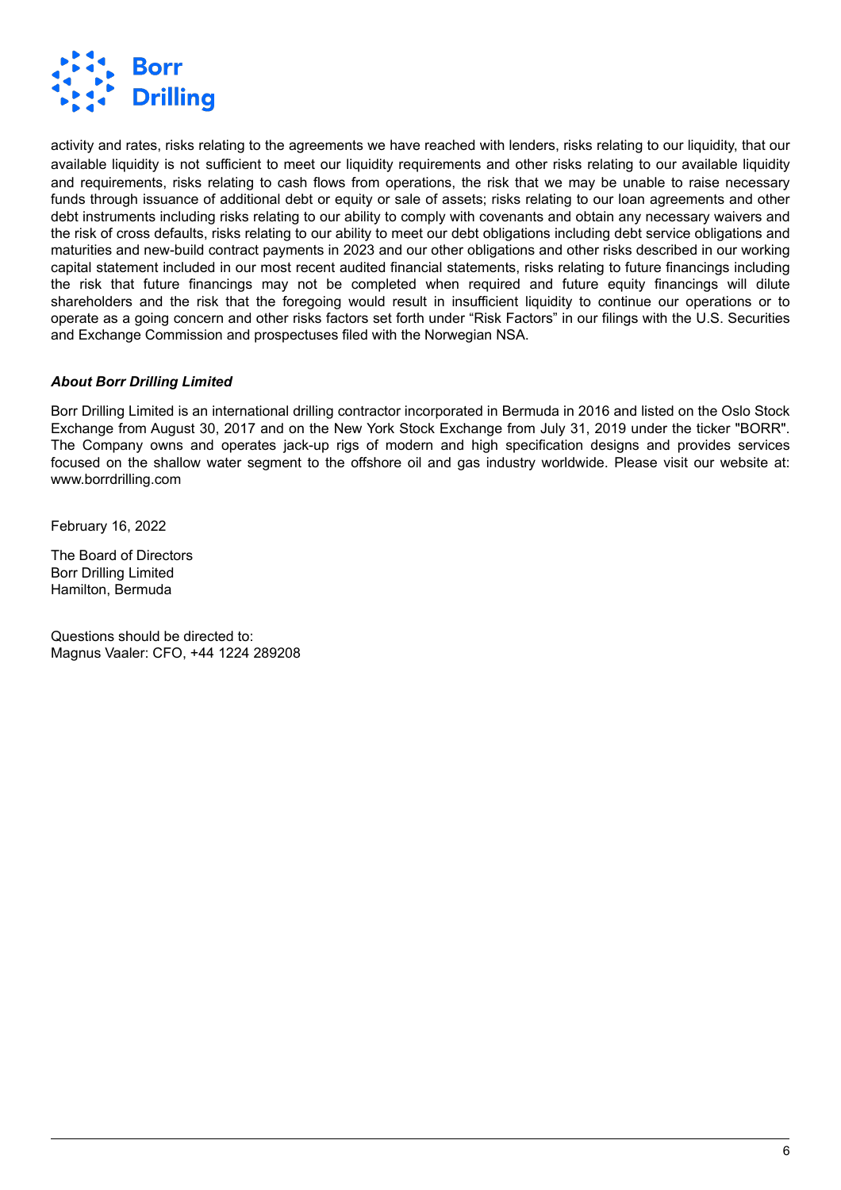activity and rates, risks relating to the agreements we have reached with lenders, risks relating to our liquidity, that our available liquidity is not sufficient to meet our liquidity requirements and other risks relating to our available liquidity and requirements, risks relating to cash flows from operations, the risk that we may be unable to raise necessary funds through issuance of additional debt or equity or sale of assets; risks relating to our loan agreements and other debt instruments including risks relating to our ability to comply with covenants and obtain any necessary waivers and the risk of cross defaults, risks relating to our ability to meet our debt obligations including debt service obligations and maturities and new-build contract payments in 2023 and our other obligations and other risks described in our working capital statement included in our most recent audited financial statements, risks relating to future financings including the risk that future financings may not be completed when required and future equity financings will dilute shareholders and the risk that the foregoing would result in insufficient liquidity to continue our operations or to operate as a going concern and other risks factors set forth under "Risk Factors" in our filings with the U.S. Securities and Exchange Commission and prospectuses filed with the Norwegian NSA.

***About Borr Drilling Limited***

Borr Drilling Limited is an international drilling contractor incorporated in Bermuda in 2016 and listed on the Oslo Stock Exchange from August 30, 2017 and on the New York Stock Exchange from July 31, 2019 under the ticker "BORR". The Company owns and operates jack-up rigs of modern and high specification designs and provides services focused on the shallow water segment to the offshore oil and gas industry worldwide. Please visit our website at: www.borrdrilling.com

February 16, 2022

The Board of Directors
Borr Drilling Limited
Hamilton, Bermuda

Questions should be directed to:
Magnus Vaaler: CFO, +44 1224 289208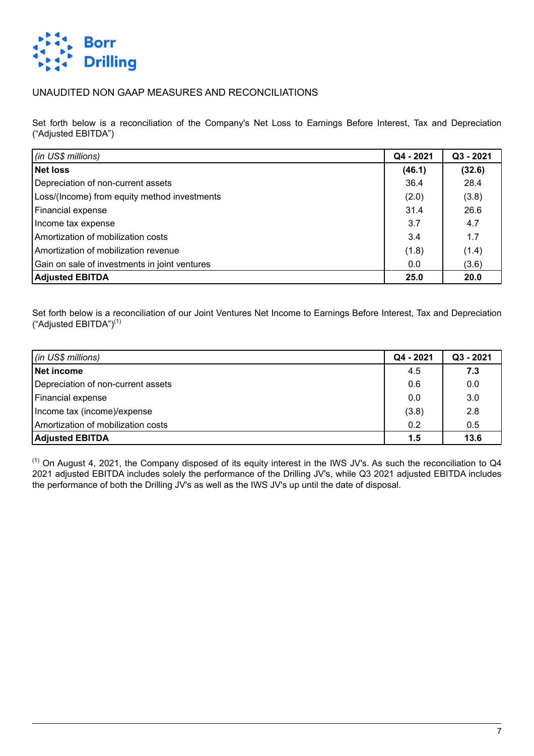UNAUDITED NON GAAP MEASURES AND RECONCILIATIONS

Set forth below is a reconciliation of the Company's Net Loss to Earnings Before Interest, Tax and Depreciation ("Adjusted EBITDA")

| *(in US$ millions)* | Q4 - 2021 | Q3 - 2021 |
|---|---|---|
| **Net loss** | **(46.1)** | **(32.6)** |
| Depreciation of non-current assets | 36.4 | 28.4 |
| Loss/(Income) from equity method investments | (2.0) | (3.8) |
| Financial expense | 31.4 | 26.6 |
| Income tax expense | 3.7 | 4.7 |
| Amortization of mobilization costs | 3.4 | 1.7 |
| Amortization of mobilization revenue | (1.8) | (1.4) |
| Gain on sale of investments in joint ventures | 0.0 | (3.6) |
| **Adjusted EBITDA** | **25.0** | **20.0** |

Set forth below is a reconciliation of our Joint Ventures Net Income to Earnings Before Interest, Tax and Depreciation ("Adjusted EBITDA")[1]

| *(in US$ millions)* | Q4 - 2021 | Q3 - 2021 |
|---|---|---|
| **Net income** | 4.5 | **7.3** |
| Depreciation of non-current assets | 0.6 | 0.0 |
| Financial expense | 0.0 | 3.0 |
| Income tax (income)/expense | (3.8) | 2.8 |
| Amortization of mobilization costs | 0.2 | 0.5 |
| **Adjusted EBITDA** | **1.5** | **13.6** |

[1] On August 4, 2021, the Company disposed of its equity interest in the IWS JV's. As such the reconciliation to Q4 2021 adjusted EBITDA includes solely the performance of the Drilling JV's, while Q3 2021 adjusted EBITDA includes the performance of both the Drilling JV's as well as the IWS JV's up until the date of disposal.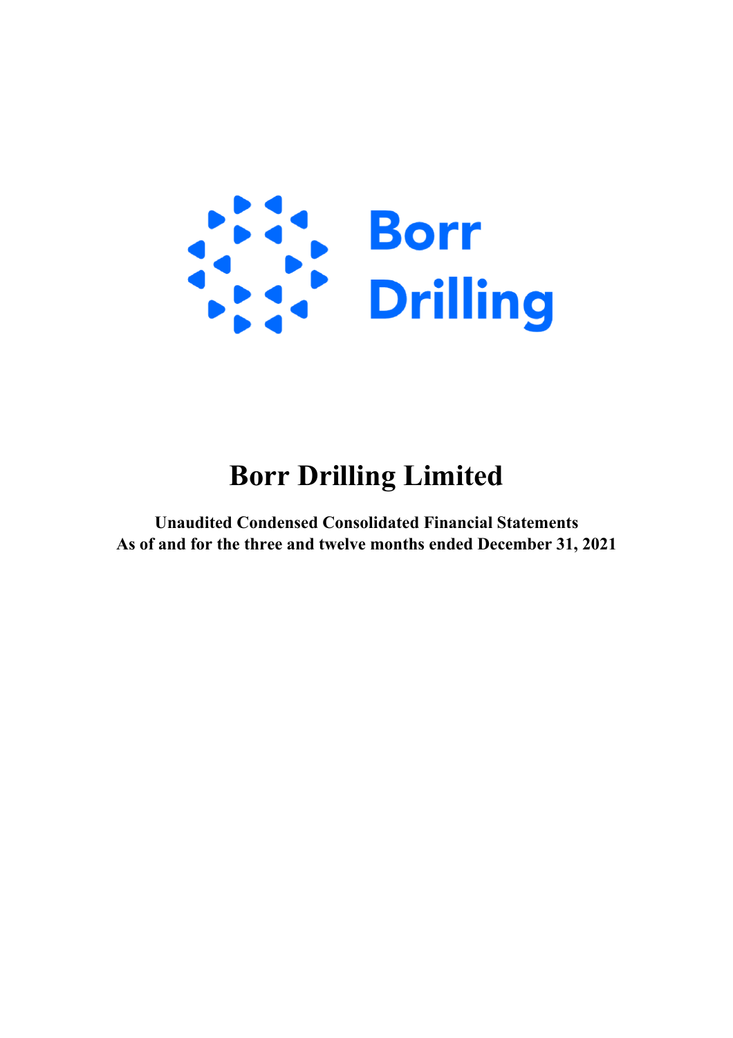# Borr Drilling Limited

**Unaudited Condensed Consolidated Financial Statements**
**As of and for the three and twelve months ended December 31, 2021**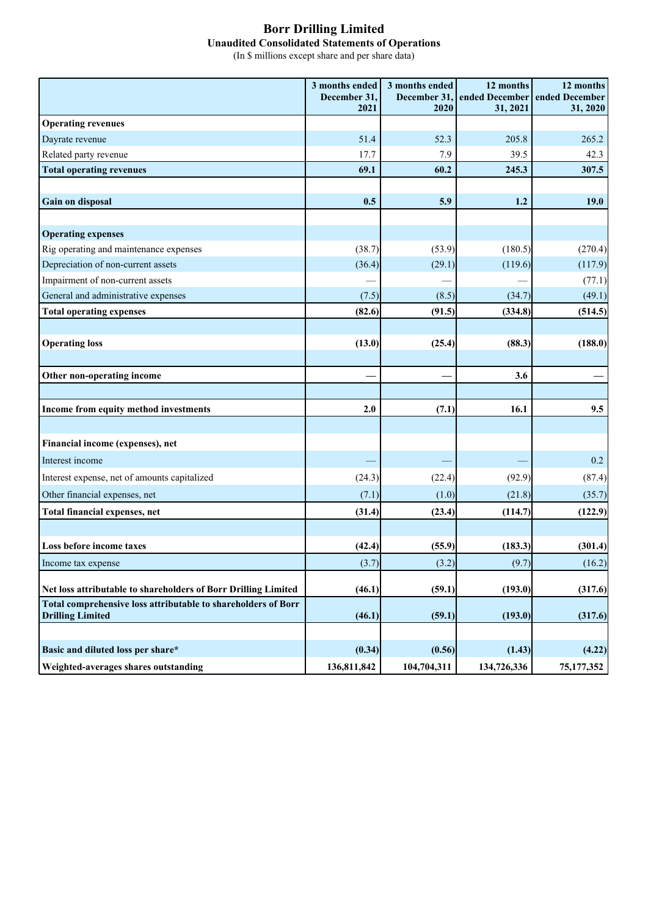# Borr Drilling Limited

**Unaudited Consolidated Statements of Operations**

(In $ millions except share and per share data)

| | 3 months ended December 31, 2021 | 3 months ended December 31, 2020 | 12 months ended December 31, 2021 | 12 months ended December 31, 2020 |
|---|---|---|---|---|
| **Operating revenues** | | | | |
| Dayrate revenue | 51.4 | 52.3 | 205.8 | 265.2 |
| Related party revenue | 17.7 | 7.9 | 39.5 | 42.3 |
| **Total operating revenues** | **69.1** | **60.2** | **245.3** | **307.5** |
| | | | | |
| **Gain on disposal** | **0.5** | **5.9** | **1.2** | **19.0** |
| | | | | |
| **Operating expenses** | | | | |
| Rig operating and maintenance expenses | (38.7) | (53.9) | (180.5) | (270.4) |
| Depreciation of non-current assets | (36.4) | (29.1) | (119.6) | (117.9) |
| Impairment of non-current assets | — | — | — | (77.1) |
| General and administrative expenses | (7.5) | (8.5) | (34.7) | (49.1) |
| **Total operating expenses** | **(82.6)** | **(91.5)** | **(334.8)** | **(514.5)** |
| | | | | |
| **Operating loss** | **(13.0)** | **(25.4)** | **(88.3)** | **(188.0)** |
| | | | | |
| **Other non-operating income** | **—** | **—** | **3.6** | **—** |
| | | | | |
| **Income from equity method investments** | **2.0** | **(7.1)** | **16.1** | **9.5** |
| | | | | |
| **Financial income (expenses), net** | | | | |
| Interest income | — | — | — | 0.2 |
| Interest expense, net of amounts capitalized | (24.3) | (22.4) | (92.9) | (87.4) |
| Other financial expenses, net | (7.1) | (1.0) | (21.8) | (35.7) |
| **Total financial expenses, net** | **(31.4)** | **(23.4)** | **(114.7)** | **(122.9)** |
| | | | | |
| **Loss before income taxes** | **(42.4)** | **(55.9)** | **(183.3)** | **(301.4)** |
| Income tax expense | (3.7) | (3.2) | (9.7) | (16.2) |
| | | | | |
| **Net loss attributable to shareholders of Borr Drilling Limited** | **(46.1)** | **(59.1)** | **(193.0)** | **(317.6)** |
| **Total comprehensive loss attributable to shareholders of Borr Drilling Limited** | **(46.1)** | **(59.1)** | **(193.0)** | **(317.6)** |
| | | | | |
| **Basic and diluted loss per share*** | **(0.34)** | **(0.56)** | **(1.43)** | **(4.22)** |
| **Weighted-averages shares outstanding** | **136,811,842** | **104,704,311** | **134,726,336** | **75,177,352** |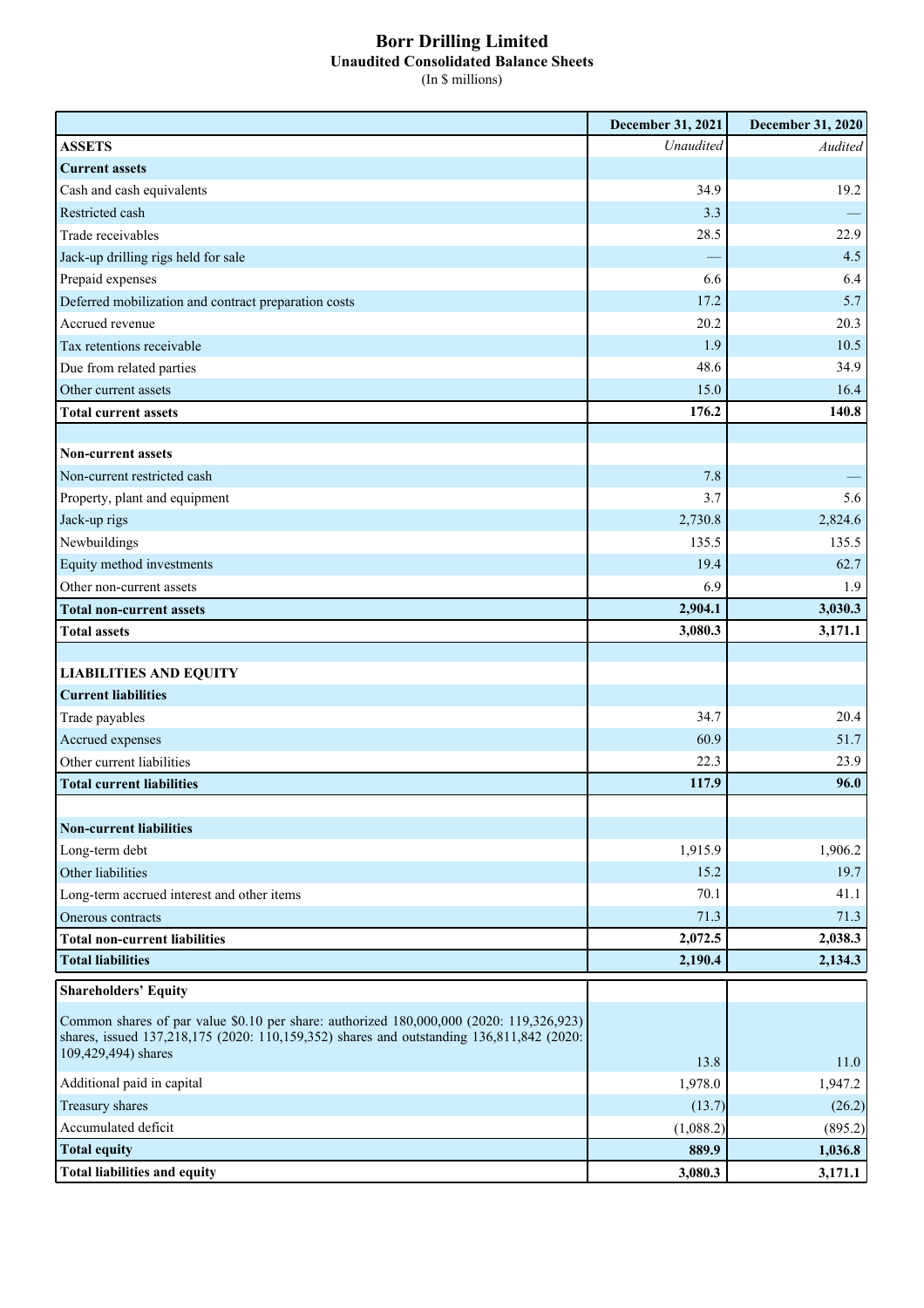# Borr Drilling Limited

## Unaudited Consolidated Balance Sheets

(In $ millions)

| | December 31, 2021 | December 31, 2020 |
|---|---|---|
| **ASSETS** | *Unaudited* | *Audited* |
| **Current assets** | | |
| Cash and cash equivalents | 34.9 | 19.2 |
| Restricted cash | 3.3 | — |
| Trade receivables | 28.5 | 22.9 |
| Jack-up drilling rigs held for sale | — | 4.5 |
| Prepaid expenses | 6.6 | 6.4 |
| Deferred mobilization and contract preparation costs | 17.2 | 5.7 |
| Accrued revenue | 20.2 | 20.3 |
| Tax retentions receivable | 1.9 | 10.5 |
| Due from related parties | 48.6 | 34.9 |
| Other current assets | 15.0 | 16.4 |
| **Total current assets** | **176.2** | **140.8** |
| | | |
| **Non-current assets** | | |
| Non-current restricted cash | 7.8 | — |
| Property, plant and equipment | 3.7 | 5.6 |
| Jack-up rigs | 2,730.8 | 2,824.6 |
| Newbuildings | 135.5 | 135.5 |
| Equity method investments | 19.4 | 62.7 |
| Other non-current assets | 6.9 | 1.9 |
| **Total non-current assets** | **2,904.1** | **3,030.3** |
| **Total assets** | **3,080.3** | **3,171.1** |
| | | |
| **LIABILITIES AND EQUITY** | | |
| **Current liabilities** | | |
| Trade payables | 34.7 | 20.4 |
| Accrued expenses | 60.9 | 51.7 |
| Other current liabilities | 22.3 | 23.9 |
| **Total current liabilities** | **117.9** | **96.0** |
| | | |
| **Non-current liabilities** | | |
| Long-term debt | 1,915.9 | 1,906.2 |
| Other liabilities | 15.2 | 19.7 |
| Long-term accrued interest and other items | 70.1 | 41.1 |
| Onerous contracts | 71.3 | 71.3 |
| **Total non-current liabilities** | **2,072.5** | **2,038.3** |
| **Total liabilities** | **2,190.4** | **2,134.3** |
| | | |
| **Shareholders' Equity** | | |
| Common shares of par value $0.10 per share: authorized 180,000,000 (2020: 119,326,923) shares, issued 137,218,175 (2020: 110,159,352) shares and outstanding 136,811,842 (2020: 109,429,494) shares | 13.8 | 11.0 |
| Additional paid in capital | 1,978.0 | 1,947.2 |
| Treasury shares | (13.7) | (26.2) |
| Accumulated deficit | (1,088.2) | (895.2) |
| **Total equity** | **889.9** | **1,036.8** |
| **Total liabilities and equity** | **3,080.3** | **3,171.1** |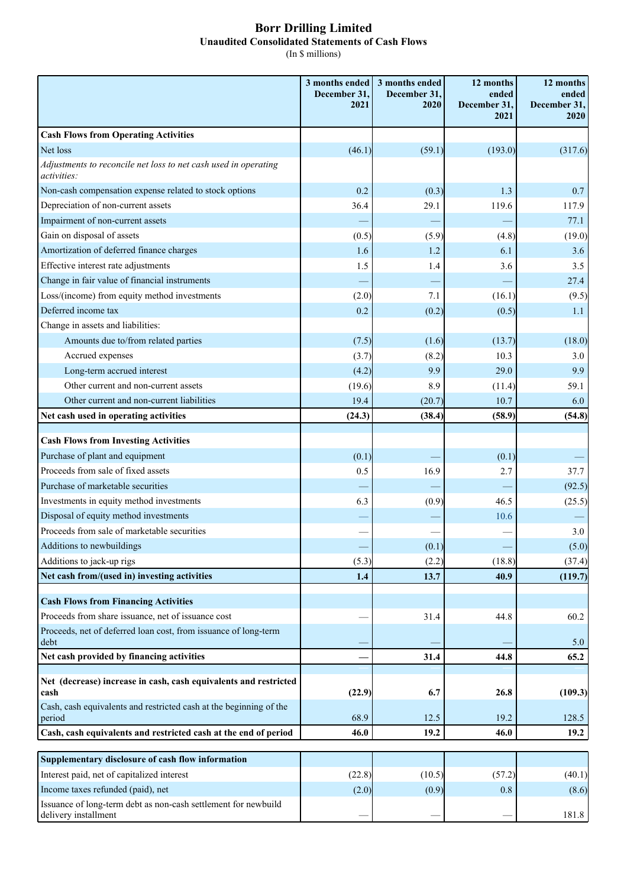# Borr Drilling Limited

## Unaudited Consolidated Statements of Cash Flows

(In $ millions)

| | 3 months ended December 31, 2021 | 3 months ended December 31, 2020 | 12 months ended December 31, 2021 | 12 months ended December 31, 2020 |
|---|---|---|---|---|
| **Cash Flows from Operating Activities** | | | | |
| Net loss | (46.1) | (59.1) | (193.0) | (317.6) |
| *Adjustments to reconcile net loss to net cash used in operating activities:* | | | | |
| Non-cash compensation expense related to stock options | 0.2 | (0.3) | 1.3 | 0.7 |
| Depreciation of non-current assets | 36.4 | 29.1 | 119.6 | 117.9 |
| Impairment of non-current assets | — | — | — | 77.1 |
| Gain on disposal of assets | (0.5) | (5.9) | (4.8) | (19.0) |
| Amortization of deferred finance charges | 1.6 | 1.2 | 6.1 | 3.6 |
| Effective interest rate adjustments | 1.5 | 1.4 | 3.6 | 3.5 |
| Change in fair value of financial instruments | — | — | — | 27.4 |
| Loss/(income) from equity method investments | (2.0) | 7.1 | (16.1) | (9.5) |
| Deferred income tax | 0.2 | (0.2) | (0.5) | 1.1 |
| Change in assets and liabilities: | | | | |
| Amounts due to/from related parties | (7.5) | (1.6) | (13.7) | (18.0) |
| Accrued expenses | (3.7) | (8.2) | 10.3 | 3.0 |
| Long-term accrued interest | (4.2) | 9.9 | 29.0 | 9.9 |
| Other current and non-current assets | (19.6) | 8.9 | (11.4) | 59.1 |
| Other current and non-current liabilities | 19.4 | (20.7) | 10.7 | 6.0 |
| **Net cash used in operating activities** | **(24.3)** | **(38.4)** | **(58.9)** | **(54.8)** |
| **Cash Flows from Investing Activities** | | | | |
| Purchase of plant and equipment | (0.1) | — | (0.1) | — |
| Proceeds from sale of fixed assets | 0.5 | 16.9 | 2.7 | 37.7 |
| Purchase of marketable securities | — | — | — | (92.5) |
| Investments in equity method investments | 6.3 | (0.9) | 46.5 | (25.5) |
| Disposal of equity method investments | — | — | 10.6 | — |
| Proceeds from sale of marketable securities | — | — | — | 3.0 |
| Additions to newbuildings | — | (0.1) | — | (5.0) |
| Additions to jack-up rigs | (5.3) | (2.2) | (18.8) | (37.4) |
| **Net cash from/(used in) investing activities** | **1.4** | **13.7** | **40.9** | **(119.7)** |
| **Cash Flows from Financing Activities** | | | | |
| Proceeds from share issuance, net of issuance cost | — | 31.4 | 44.8 | 60.2 |
| Proceeds, net of deferred loan cost, from issuance of long-term debt | — | — | — | 5.0 |
| **Net cash provided by financing activities** | **—** | **31.4** | **44.8** | **65.2** |
| **Net (decrease) increase in cash, cash equivalents and restricted cash** | **(22.9)** | **6.7** | **26.8** | **(109.3)** |
| Cash, cash equivalents and restricted cash at the beginning of the period | 68.9 | 12.5 | 19.2 | 128.5 |
| **Cash, cash equivalents and restricted cash at the end of period** | **46.0** | **19.2** | **46.0** | **19.2** |

| **Supplementary disclosure of cash flow information** | | | | |
|---|---|---|---|---|
| Interest paid, net of capitalized interest | (22.8) | (10.5) | (57.2) | (40.1) |
| Income taxes refunded (paid), net | (2.0) | (0.9) | 0.8 | (8.6) |
| Issuance of long-term debt as non-cash settlement for newbuild delivery installment | — | — | — | 181.8 |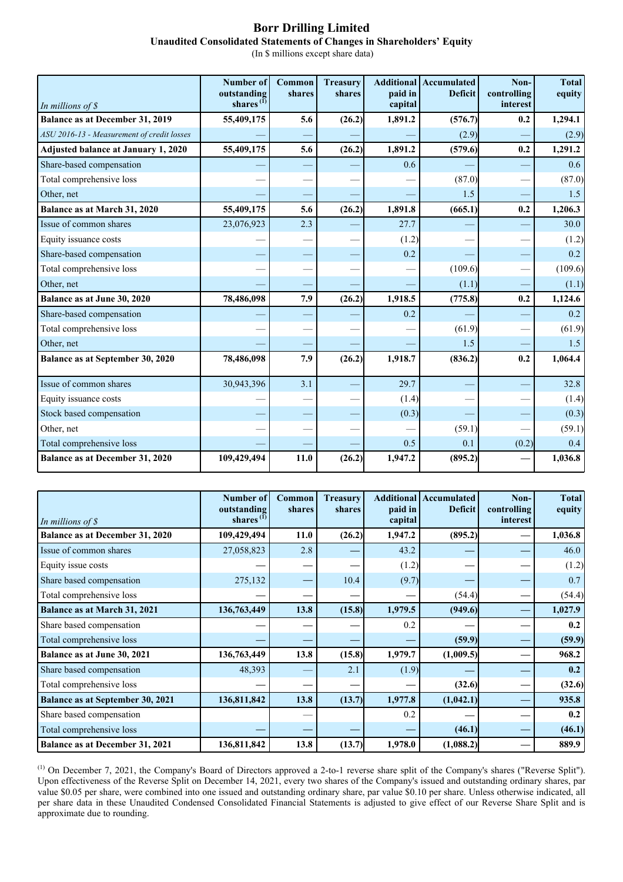# Borr Drilling Limited

## Unaudited Consolidated Statements of Changes in Shareholders' Equity

(In $ millions except share data)

| *In millions of $* | Number of outstanding shares [1] | Common shares | Treasury shares | Additional paid in capital | Accumulated Deficit | Non-controlling interest | Total equity |
|---|---|---|---|---|---|---|---|
| **Balance as at December 31, 2019** | **55,409,175** | **5.6** | **(26.2)** | **1,891.2** | **(576.7)** | **0.2** | **1,294.1** |
| *ASU 2016-13 - Measurement of credit losses* | — | — | — | — | (2.9) | — | (2.9) |
| **Adjusted balance at January 1, 2020** | **55,409,175** | **5.6** | **(26.2)** | **1,891.2** | **(579.6)** | **0.2** | **1,291.2** |
| Share-based compensation | — | — | — | 0.6 | — | — | 0.6 |
| Total comprehensive loss | — | — | — | — | (87.0) | — | (87.0) |
| Other, net | — | — | — | — | 1.5 | — | 1.5 |
| **Balance as at March 31, 2020** | **55,409,175** | **5.6** | **(26.2)** | **1,891.8** | **(665.1)** | **0.2** | **1,206.3** |
| Issue of common shares | 23,076,923 | 2.3 | — | 27.7 | — | — | 30.0 |
| Equity issuance costs | — | — | — | (1.2) | — | — | (1.2) |
| Share-based compensation | — | — | — | 0.2 | — | — | 0.2 |
| Total comprehensive loss | — | — | — | — | (109.6) | — | (109.6) |
| Other, net | — | — | — | — | (1.1) | — | (1.1) |
| **Balance as at June 30, 2020** | **78,486,098** | **7.9** | **(26.2)** | **1,918.5** | **(775.8)** | **0.2** | **1,124.6** |
| Share-based compensation | — | — | — | 0.2 | — | — | 0.2 |
| Total comprehensive loss | — | — | — | — | (61.9) | — | (61.9) |
| Other, net | — | — | — | — | 1.5 | — | 1.5 |
| **Balance as at September 30, 2020** | **78,486,098** | **7.9** | **(26.2)** | **1,918.7** | **(836.2)** | **0.2** | **1,064.4** |
| Issue of common shares | 30,943,396 | 3.1 | — | 29.7 | — | — | 32.8 |
| Equity issuance costs | — | — | — | (1.4) | — | — | (1.4) |
| Stock based compensation | — | — | — | (0.3) | — | — | (0.3) |
| Other, net | — | — | — | — | (59.1) | — | (59.1) |
| Total comprehensive loss | — | — | — | 0.5 | 0.1 | (0.2) | 0.4 |
| **Balance as at December 31, 2020** | **109,429,494** | **11.0** | **(26.2)** | **1,947.2** | **(895.2)** | **—** | **1,036.8** |

| *In millions of $* | Number of outstanding shares [1] | Common shares | Treasury shares | Additional paid in capital | Accumulated Deficit | Non-controlling interest | Total equity |
|---|---|---|---|---|---|---|---|
| **Balance as at December 31, 2020** | **109,429,494** | **11.0** | **(26.2)** | **1,947.2** | **(895.2)** | **—** | **1,036.8** |
| Issue of common shares | 27,058,823 | 2.8 | — | 43.2 | — | — | 46.0 |
| Equity issue costs | — | — | — | (1.2) | — | — | (1.2) |
| Share based compensation | 275,132 | — | 10.4 | (9.7) | — | — | 0.7 |
| Total comprehensive loss | — | — | — | — | (54.4) | — | (54.4) |
| **Balance as at March 31, 2021** | **136,763,449** | **13.8** | **(15.8)** | **1,979.5** | **(949.6)** | **—** | **1,027.9** |
| Share based compensation | — | — | — | 0.2 | — | — | **0.2** |
| Total comprehensive loss | — | — | — | — | **(59.9)** | — | **(59.9)** |
| **Balance as at June 30, 2021** | **136,763,449** | **13.8** | **(15.8)** | **1,979.7** | **(1,009.5)** | **—** | **968.2** |
| Share based compensation | 48,393 | — | 2.1 | (1.9) | — | — | **0.2** |
| Total comprehensive loss | — | — | — | — | **(32.6)** | — | **(32.6)** |
| **Balance as at September 30, 2021** | **136,811,842** | **13.8** | **(13.7)** | **1,977.8** | **(1,042.1)** | **—** | **935.8** |
| Share based compensation | | — | | 0.2 | — | — | **0.2** |
| Total comprehensive loss | — | — | — | — | **(46.1)** | — | **(46.1)** |
| **Balance as at December 31, 2021** | **136,811,842** | **13.8** | **(13.7)** | **1,978.0** | **(1,088.2)** | **—** | **889.9** |

[1] On December 7, 2021, the Company's Board of Directors approved a 2-to-1 reverse share split of the Company's shares ("Reverse Split"). Upon effectiveness of the Reverse Split on December 14, 2021, every two shares of the Company's issued and outstanding ordinary shares, par value $0.05 per share, were combined into one issued and outstanding ordinary share, par value $0.10 per share. Unless otherwise indicated, all per share data in these Unaudited Condensed Consolidated Financial Statements is adjusted to give effect of our Reverse Share Split and is approximate due to rounding.